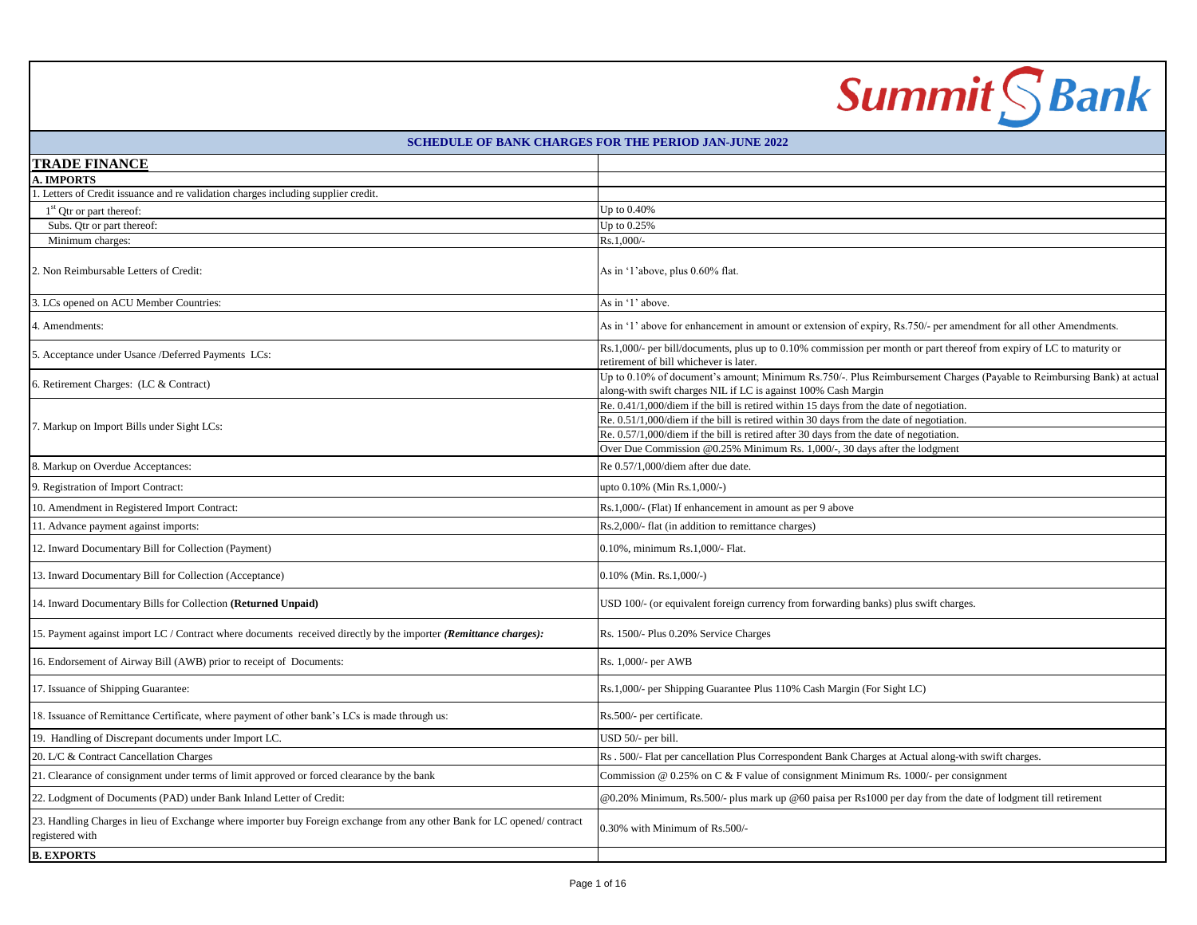Summit Bank

## SCHEDULE OF BANK CHARGES FOR THE PERIOD JAN-JUNE 2022

| **TRADE FINANCE** | |
|---|---|
| **A. IMPORTS** | |
| 1. Letters of Credit issuance and re validation charges including supplier credit. | |
| 1st Qtr or part thereof: | Up to 0.40% |
| Subs. Qtr or part thereof: | Up to 0.25% |
| Minimum charges: | Rs.1,000/- |
| 2. Non Reimbursable Letters of Credit: | As in '1'above, plus 0.60% flat. |
| 3. LCs opened on ACU Member Countries: | As in '1' above. |
| 4. Amendments: | As in '1' above for enhancement in amount or extension of expiry, Rs.750/- per amendment for all other Amendments. |
| 5. Acceptance under Usance /Deferred Payments LCs: | Rs.1,000/- per bill/documents, plus up to 0.10% commission per month or part thereof from expiry of LC to maturity or retirement of bill whichever is later. |
| 6. Retirement Charges: (LC & Contract) | Up to 0.10% of document's amount; Minimum Rs.750/-. Plus Reimbursement Charges (Payable to Reimbursing Bank) at actual along-with swift charges NIL if LC is against 100% Cash Margin |
| 7. Markup on Import Bills under Sight LCs: | Re. 0.41/1,000/diem if the bill is retired within 15 days from the date of negotiation.<br>Re. 0.51/1,000/diem if the bill is retired within 30 days from the date of negotiation.<br>Re. 0.57/1,000/diem if the bill is retired after 30 days from the date of negotiation.<br>Over Due Commission @0.25% Minimum Rs. 1,000/-, 30 days after the lodgment |
| 8. Markup on Overdue Acceptances: | Re 0.57/1,000/diem after due date. |
| 9. Registration of Import Contract: | upto 0.10% (Min Rs.1,000/-) |
| 10. Amendment in Registered Import Contract: | Rs.1,000/- (Flat) If enhancement in amount as per 9 above |
| 11. Advance payment against imports: | Rs.2,000/- flat (in addition to remittance charges) |
| 12. Inward Documentary Bill for Collection (Payment) | 0.10%, minimum Rs.1,000/- Flat. |
| 13. Inward Documentary Bill for Collection (Acceptance) | 0.10% (Min. Rs.1,000/-) |
| 14. Inward Documentary Bills for Collection **(Returned Unpaid)** | USD 100/- (or equivalent foreign currency from forwarding banks) plus swift charges. |
| 15. Payment against import LC / Contract where documents received directly by the importer ***(Remittance charges):*** | Rs. 1500/- Plus 0.20% Service Charges |
| 16. Endorsement of Airway Bill (AWB) prior to receipt of Documents: | Rs. 1,000/- per AWB |
| 17. Issuance of Shipping Guarantee: | Rs.1,000/- per Shipping Guarantee Plus 110% Cash Margin (For Sight LC) |
| 18. Issuance of Remittance Certificate, where payment of other bank's LCs is made through us: | Rs.500/- per certificate. |
| 19. Handling of Discrepant documents under Import LC. | USD 50/- per bill. |
| 20. L/C & Contract Cancellation Charges | Rs . 500/- Flat per cancellation Plus Correspondent Bank Charges at Actual along-with swift charges. |
| 21. Clearance of consignment under terms of limit approved or forced clearance by the bank | Commission @ 0.25% on C & F value of consignment Minimum Rs. 1000/- per consignment |
| 22. Lodgment of Documents (PAD) under Bank Inland Letter of Credit: | @0.20% Minimum, Rs.500/- plus mark up @60 paisa per Rs1000 per day from the date of lodgment till retirement |
| 23. Handling Charges in lieu of Exchange where importer buy Foreign exchange from any other Bank for LC opened/ contract registered with | 0.30% with Minimum of Rs.500/- |
| **B. EXPORTS** | |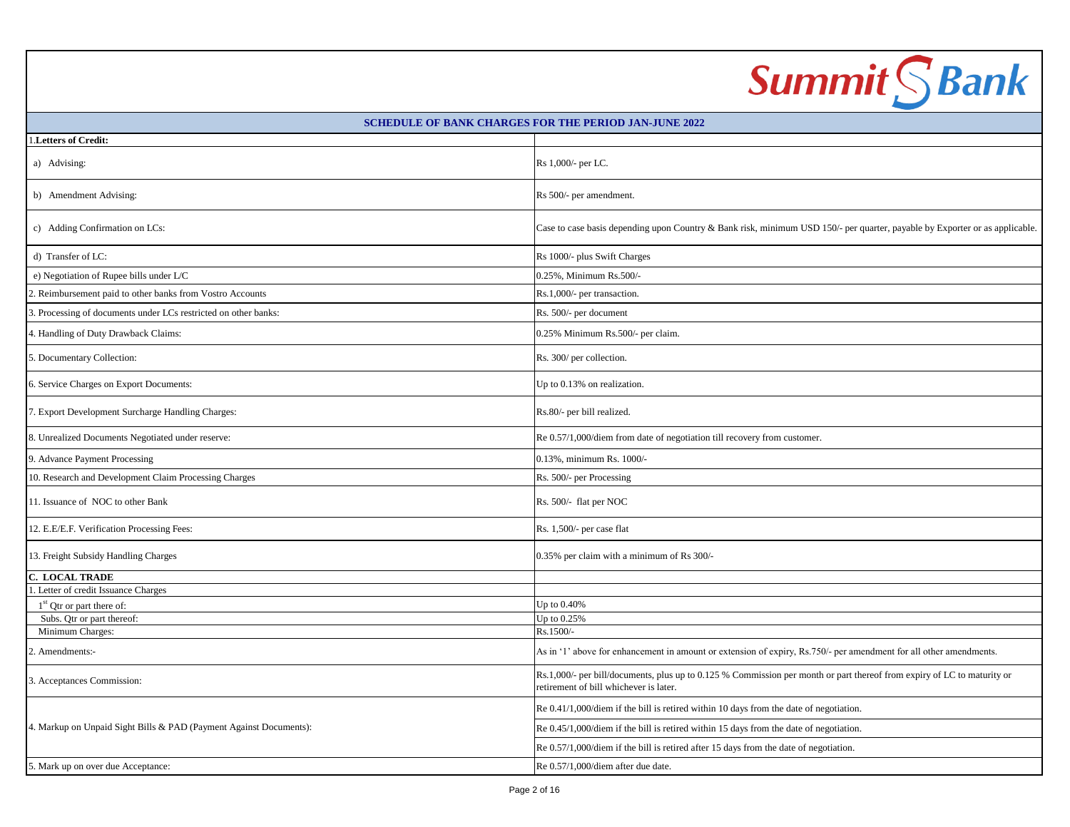**SCHEDULE OF BANK CHARGES FOR THE PERIOD JAN-JUNE 2022**

| 1.**Letters of Credit:** | |
|---|---|
| a) Advising: | Rs 1,000/- per LC. |
| b) Amendment Advising: | Rs 500/- per amendment. |
| c) Adding Confirmation on LCs: | Case to case basis depending upon Country & Bank risk, minimum USD 150/- per quarter, payable by Exporter or as applicable. |
| d) Transfer of LC: | Rs 1000/- plus Swift Charges |
| e) Negotiation of Rupee bills under L/C | 0.25%, Minimum Rs.500/- |
| 2. Reimbursement paid to other banks from Vostro Accounts | Rs.1,000/- per transaction. |
| 3. Processing of documents under LCs restricted on other banks: | Rs. 500/- per document |
| 4. Handling of Duty Drawback Claims: | 0.25% Minimum Rs.500/- per claim. |
| 5. Documentary Collection: | Rs. 300/ per collection. |
| 6. Service Charges on Export Documents: | Up to 0.13% on realization. |
| 7. Export Development Surcharge Handling Charges: | Rs.80/- per bill realized. |
| 8. Unrealized Documents Negotiated under reserve: | Re 0.57/1,000/diem from date of negotiation till recovery from customer. |
| 9. Advance Payment Processing | 0.13%, minimum Rs. 1000/- |
| 10. Research and Development Claim Processing Charges | Rs. 500/- per Processing |
| 11. Issuance of NOC to other Bank | Rs. 500/- flat per NOC |
| 12. E.E/E.F. Verification Processing Fees: | Rs. 1,500/- per case flat |
| 13. Freight Subsidy Handling Charges | 0.35% per claim with a minimum of Rs 300/- |
| **C. LOCAL TRADE** | |
| 1. Letter of credit Issuance Charges | |
| 1st Qtr or part there of: | Up to 0.40% |
| Subs. Qtr or part thereof: | Up to 0.25% |
| Minimum Charges: | Rs.1500/- |
| 2. Amendments:- | As in '1' above for enhancement in amount or extension of expiry, Rs.750/- per amendment for all other amendments. |
| 3. Acceptances Commission: | Rs.1,000/- per bill/documents, plus up to 0.125 % Commission per month or part thereof from expiry of LC to maturity or retirement of bill whichever is later. |
| 4. Markup on Unpaid Sight Bills & PAD (Payment Against Documents): | Re 0.41/1,000/diem if the bill is retired within 10 days from the date of negotiation. |
| | Re 0.45/1,000/diem if the bill is retired within 15 days from the date of negotiation. |
| | Re 0.57/1,000/diem if the bill is retired after 15 days from the date of negotiation. |
| 5. Mark up on over due Acceptance: | Re 0.57/1,000/diem after due date. |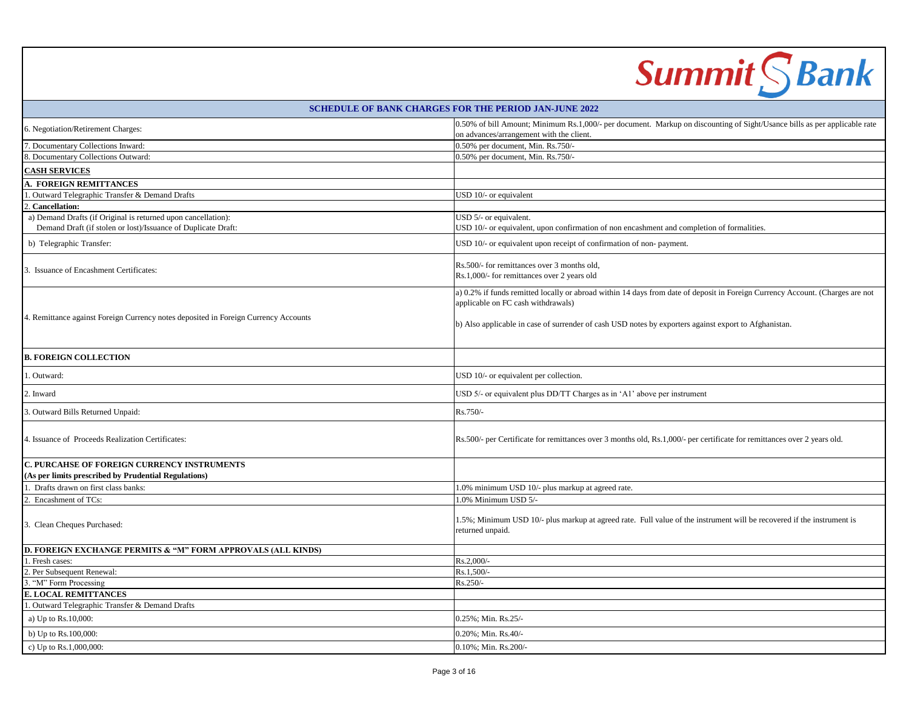Summit Bank

| SCHEDULE OF BANK CHARGES FOR THE PERIOD JAN-JUNE 2022 | |
|---|---|
| 6. Negotiation/Retirement Charges: | 0.50% of bill Amount; Minimum Rs.1,000/- per document. Markup on discounting of Sight/Usance bills as per applicable rate on advances/arrangement with the client. |
| 7. Documentary Collections Inward: | 0.50% per document, Min. Rs.750/- |
| 8. Documentary Collections Outward: | 0.50% per document, Min. Rs.750/- |
| **CASH SERVICES** | |
| **A. FOREIGN REMITTANCES** | |
| 1. Outward Telegraphic Transfer & Demand Drafts | USD 10/- or equivalent |
| 2. **Cancellation:** | |
| a) Demand Drafts (if Original is returned upon cancellation):<br>Demand Draft (if stolen or lost)/Issuance of Duplicate Draft: | USD 5/- or equivalent.<br>USD 10/- or equivalent, upon confirmation of non encashment and completion of formalities. |
| b) Telegraphic Transfer: | USD 10/- or equivalent upon receipt of confirmation of non- payment. |
| 3. Issuance of Encashment Certificates: | Rs.500/- for remittances over 3 months old,<br>Rs.1,000/- for remittances over 2 years old |
| 4. Remittance against Foreign Currency notes deposited in Foreign Currency Accounts | a) 0.2% if funds remitted locally or abroad within 14 days from date of deposit in Foreign Currency Account. (Charges are not applicable on FC cash withdrawals)<br><br>b) Also applicable in case of surrender of cash USD notes by exporters against export to Afghanistan. |
| **B. FOREIGN COLLECTION** | |
| 1. Outward: | USD 10/- or equivalent per collection. |
| 2. Inward | USD 5/- or equivalent plus DD/TT Charges as in 'A1' above per instrument |
| 3. Outward Bills Returned Unpaid: | Rs.750/- |
| 4. Issuance of Proceeds Realization Certificates: | Rs.500/- per Certificate for remittances over 3 months old, Rs.1,000/- per certificate for remittances over 2 years old. |
| **C. PURCAHSE OF FOREIGN CURRENCY INSTRUMENTS**<br>**(As per limits prescribed by Prudential Regulations)** | |
| 1. Drafts drawn on first class banks: | 1.0% minimum USD 10/- plus markup at agreed rate. |
| 2. Encashment of TCs: | 1.0% Minimum USD 5/- |
| 3. Clean Cheques Purchased: | 1.5%; Minimum USD 10/- plus markup at agreed rate. Full value of the instrument will be recovered if the instrument is returned unpaid. |
| **D. FOREIGN EXCHANGE PERMITS & "M" FORM APPROVALS (ALL KINDS)** | |
| 1. Fresh cases: | Rs.2,000/- |
| 2. Per Subsequent Renewal: | Rs.1,500/- |
| 3. "M" Form Processing | Rs.250/- |
| **E. LOCAL REMITTANCES** | |
| 1. Outward Telegraphic Transfer & Demand Drafts | |
| a) Up to Rs.10,000: | 0.25%; Min. Rs.25/- |
| b) Up to Rs.100,000: | 0.20%; Min. Rs.40/- |
| c) Up to Rs.1,000,000: | 0.10%; Min. Rs.200/- |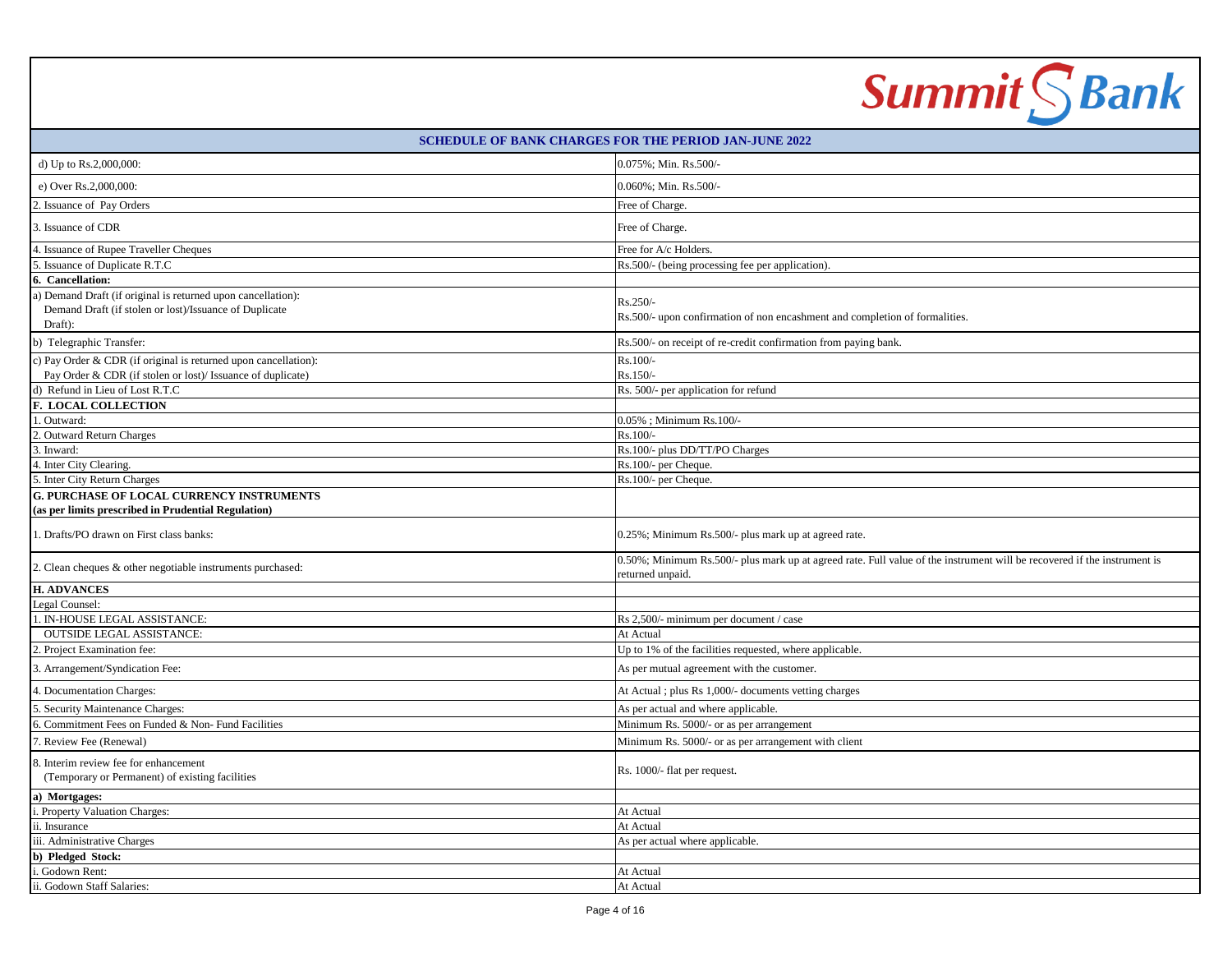**SCHEDULE OF BANK CHARGES FOR THE PERIOD JAN-JUNE 2022**

| | |
|---|---|
| d) Up to Rs.2,000,000: | 0.075%; Min. Rs.500/- |
| e) Over Rs.2,000,000: | 0.060%; Min. Rs.500/- |
| 2. Issuance of Pay Orders | Free of Charge. |
| 3. Issuance of CDR | Free of Charge. |
| 4. Issuance of Rupee Traveller Cheques | Free for A/c Holders. |
| 5. Issuance of Duplicate R.T.C | Rs.500/- (being processing fee per application). |
| **6. Cancellation:** | |
| a) Demand Draft (if original is returned upon cancellation): Demand Draft (if stolen or lost)/Issuance of Duplicate Draft): | Rs.250/- Rs.500/- upon confirmation of non encashment and completion of formalities. |
| b) Telegraphic Transfer: | Rs.500/- on receipt of re-credit confirmation from paying bank. |
| c) Pay Order & CDR (if original is returned upon cancellation): Pay Order & CDR (if stolen or lost)/ Issuance of duplicate) | Rs.100/- Rs.150/- |
| d) Refund in Lieu of Lost R.T.C | Rs. 500/- per application for refund |
| **F. LOCAL COLLECTION** | |
| 1. Outward: | 0.05% ; Minimum Rs.100/- |
| 2. Outward Return Charges | Rs.100/- |
| 3. Inward: | Rs.100/- plus DD/TT/PO Charges |
| 4. Inter City Clearing. | Rs.100/- per Cheque. |
| 5. Inter City Return Charges | Rs.100/- per Cheque. |
| **G. PURCHASE OF LOCAL CURRENCY INSTRUMENTS (as per limits prescribed in Prudential Regulation)** | |
| 1. Drafts/PO drawn on First class banks: | 0.25%; Minimum Rs.500/- plus mark up at agreed rate. |
| 2. Clean cheques & other negotiable instruments purchased: | 0.50%; Minimum Rs.500/- plus mark up at agreed rate. Full value of the instrument will be recovered if the instrument is returned unpaid. |
| **H. ADVANCES** | |
| Legal Counsel: | |
| 1. IN-HOUSE LEGAL ASSISTANCE: | Rs 2,500/- minimum per document / case |
| OUTSIDE LEGAL ASSISTANCE: | At Actual |
| 2. Project Examination fee: | Up to 1% of the facilities requested, where applicable. |
| 3. Arrangement/Syndication Fee: | As per mutual agreement with the customer. |
| 4. Documentation Charges: | At Actual ; plus Rs 1,000/- documents vetting charges |
| 5. Security Maintenance Charges: | As per actual and where applicable. |
| 6. Commitment Fees on Funded & Non- Fund Facilities | Minimum Rs. 5000/- or as per arrangement |
| 7. Review Fee (Renewal) | Minimum Rs. 5000/- or as per arrangement with client |
| 8. Interim review fee for enhancement (Temporary or Permanent) of existing facilities | Rs. 1000/- flat per request. |
| **a) Mortgages:** | |
| i. Property Valuation Charges: | At Actual |
| ii. Insurance | At Actual |
| iii. Administrative Charges | As per actual where applicable. |
| **b) Pledged Stock:** | |
| i. Godown Rent: | At Actual |
| ii. Godown Staff Salaries: | At Actual |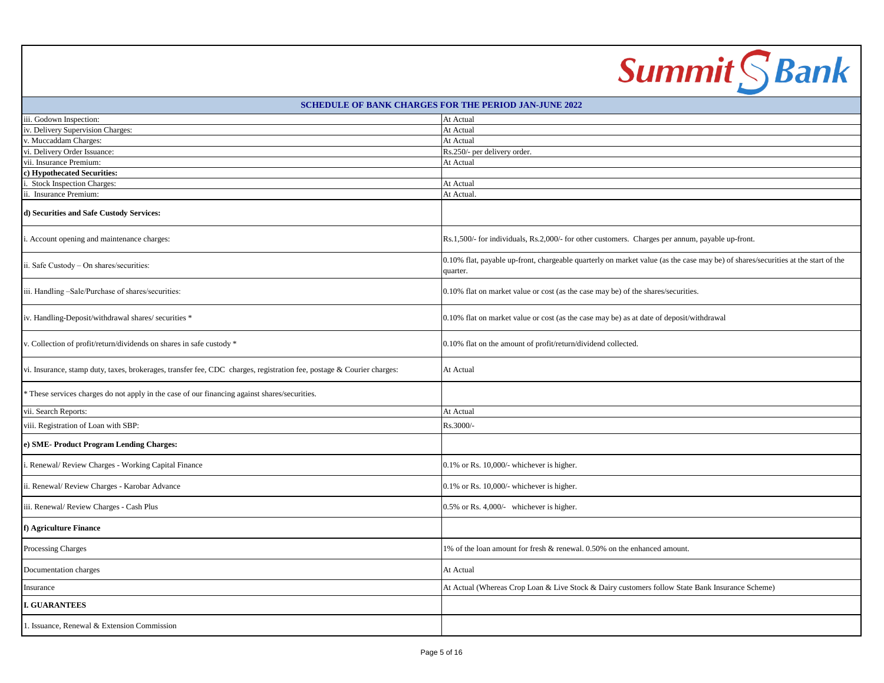## SCHEDULE OF BANK CHARGES FOR THE PERIOD JAN-JUNE 2022

| | |
|---|---|
| iii. Godown Inspection: | At Actual |
| iv. Delivery Supervision Charges: | At Actual |
| v. Muccaddam Charges: | At Actual |
| vi. Delivery Order Issuance: | Rs.250/- per delivery order. |
| vii. Insurance Premium: | At Actual |
| **c) Hypothecated Securities:** | |
| i. Stock Inspection Charges: | At Actual |
| ii. Insurance Premium: | At Actual. |
| **d) Securities and Safe Custody Services:** | |
| i. Account opening and maintenance charges: | Rs.1,500/- for individuals, Rs.2,000/- for other customers. Charges per annum, payable up-front. |
| ii. Safe Custody – On shares/securities: | 0.10% flat, payable up-front, chargeable quarterly on market value (as the case may be) of shares/securities at the start of the quarter. |
| iii. Handling –Sale/Purchase of shares/securities: | 0.10% flat on market value or cost (as the case may be) of the shares/securities. |
| iv. Handling-Deposit/withdrawal shares/ securities * | 0.10% flat on market value or cost (as the case may be) as at date of deposit/withdrawal |
| v. Collection of profit/return/dividends on shares in safe custody * | 0.10% flat on the amount of profit/return/dividend collected. |
| vi. Insurance, stamp duty, taxes, brokerages, transfer fee, CDC charges, registration fee, postage & Courier charges: | At Actual |
| * These services charges do not apply in the case of our financing against shares/securities. | |
| vii. Search Reports: | At Actual |
| viii. Registration of Loan with SBP: | Rs.3000/- |
| **e) SME- Product Program Lending Charges:** | |
| i. Renewal/ Review Charges - Working Capital Finance | 0.1% or Rs. 10,000/- whichever is higher. |
| ii. Renewal/ Review Charges - Karobar Advance | 0.1% or Rs. 10,000/- whichever is higher. |
| iii. Renewal/ Review Charges - Cash Plus | 0.5% or Rs. 4,000/- whichever is higher. |
| **f) Agriculture Finance** | |
| Processing Charges | 1% of the loan amount for fresh & renewal. 0.50% on the enhanced amount. |
| Documentation charges | At Actual |
| Insurance | At Actual (Whereas Crop Loan & Live Stock & Dairy customers follow State Bank Insurance Scheme) |
| **I. GUARANTEES** | |
| 1. Issuance, Renewal & Extension Commission | |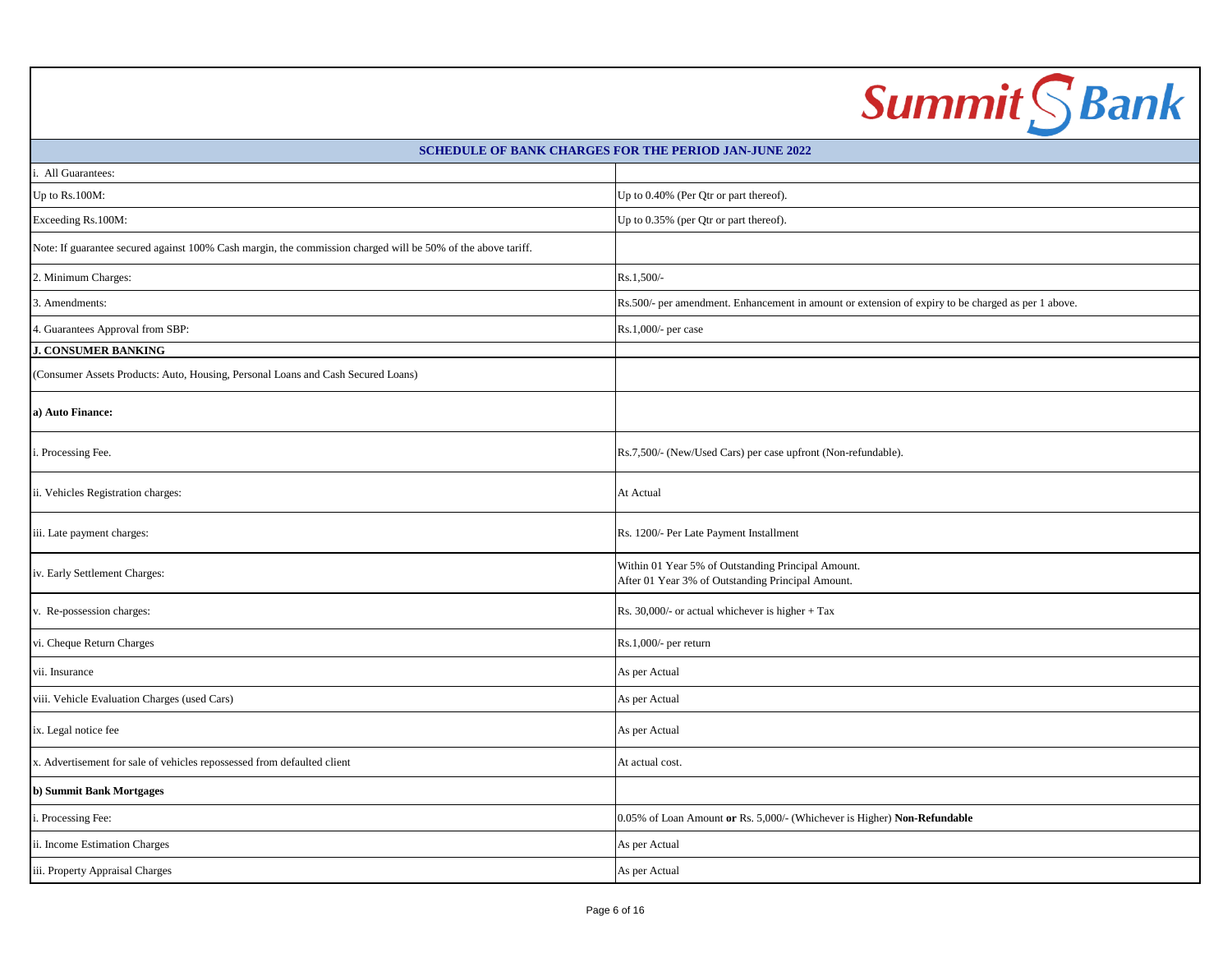Summit Bank

| SCHEDULE OF BANK CHARGES FOR THE PERIOD JAN-JUNE 2022 | |
|---|---|
| i. All Guarantees: | |
| Up to Rs.100M: | Up to 0.40% (Per Qtr or part thereof). |
| Exceeding Rs.100M: | Up to 0.35% (per Qtr or part thereof). |
| Note: If guarantee secured against 100% Cash margin, the commission charged will be 50% of the above tariff. | |
| 2. Minimum Charges: | Rs.1,500/- |
| 3. Amendments: | Rs.500/- per amendment. Enhancement in amount or extension of expiry to be charged as per 1 above. |
| 4. Guarantees Approval from SBP: | Rs.1,000/- per case |
| **J. CONSUMER BANKING** | |
| (Consumer Assets Products: Auto, Housing, Personal Loans and Cash Secured Loans) | |
| **a) Auto Finance:** | |
| i. Processing Fee. | Rs.7,500/- (New/Used Cars) per case upfront (Non-refundable). |
| ii. Vehicles Registration charges: | At Actual |
| iii. Late payment charges: | Rs. 1200/- Per Late Payment Installment |
| iv. Early Settlement Charges: | Within 01 Year 5% of Outstanding Principal Amount.<br>After 01 Year 3% of Outstanding Principal Amount. |
| v. Re-possession charges: | Rs. 30,000/- or actual whichever is higher + Tax |
| vi. Cheque Return Charges | Rs.1,000/- per return |
| vii. Insurance | As per Actual |
| viii. Vehicle Evaluation Charges (used Cars) | As per Actual |
| ix. Legal notice fee | As per Actual |
| x. Advertisement for sale of vehicles repossessed from defaulted client | At actual cost. |
| **b) Summit Bank Mortgages** | |
| i. Processing Fee: | 0.05% of Loan Amount **or** Rs. 5,000/- (Whichever is Higher) **Non-Refundable** |
| ii. Income Estimation Charges | As per Actual |
| iii. Property Appraisal Charges | As per Actual |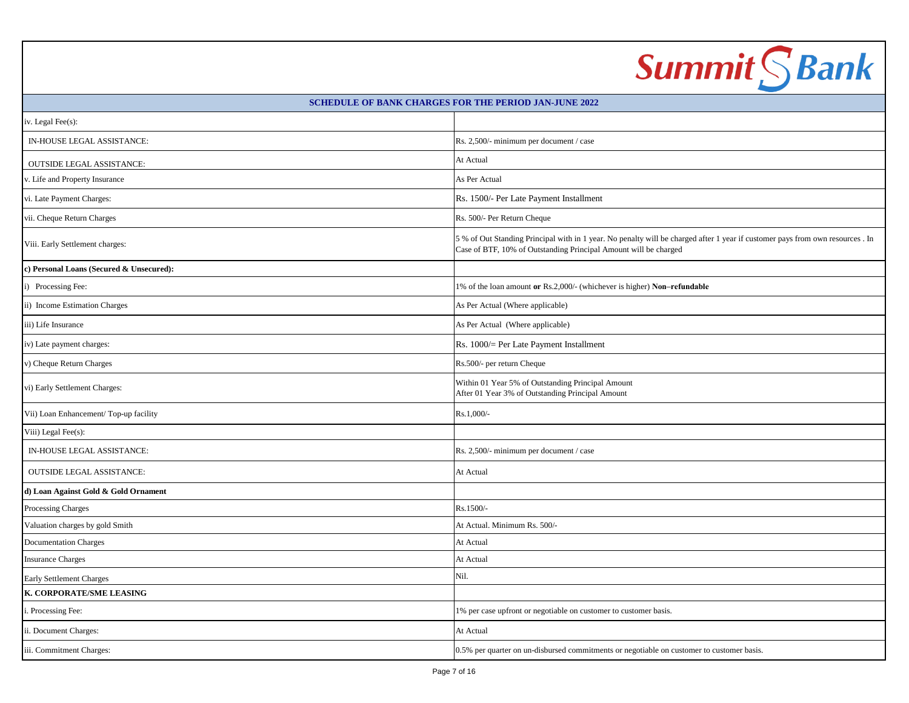**SCHEDULE OF BANK CHARGES FOR THE PERIOD JAN-JUNE 2022**

| | |
|---|---|
| iv. Legal Fee(s): | |
| IN-HOUSE LEGAL ASSISTANCE: | Rs. 2,500/- minimum per document / case |
| OUTSIDE LEGAL ASSISTANCE: | At Actual |
| v. Life and Property Insurance | As Per Actual |
| vi. Late Payment Charges: | Rs. 1500/- Per Late Payment Installment |
| vii. Cheque Return Charges | Rs. 500/- Per Return Cheque |
| Viii. Early Settlement charges: | 5 % of Out Standing Principal with in 1 year. No penalty will be charged after 1 year if customer pays from own resources . In Case of BTF, 10% of Outstanding Principal Amount will be charged |
| **c) Personal Loans (Secured & Unsecured):** | |
| i) Processing Fee: | 1% of the loan amount **or** Rs.2,000/- (whichever is higher) **Non–refundable** |
| ii) Income Estimation Charges | As Per Actual (Where applicable) |
| iii) Life Insurance | As Per Actual (Where applicable) |
| iv) Late payment charges: | Rs. 1000/= Per Late Payment Installment |
| v) Cheque Return Charges | Rs.500/- per return Cheque |
| vi) Early Settlement Charges: | Within 01 Year 5% of Outstanding Principal Amount<br>After 01 Year 3% of Outstanding Principal Amount |
| Vii) Loan Enhancement/ Top-up facility | Rs.1,000/- |
| Viii) Legal Fee(s): | |
| IN-HOUSE LEGAL ASSISTANCE: | Rs. 2,500/- minimum per document / case |
| OUTSIDE LEGAL ASSISTANCE: | At Actual |
| **d) Loan Against Gold & Gold Ornament** | |
| Processing Charges | Rs.1500/- |
| Valuation charges by gold Smith | At Actual. Minimum Rs. 500/- |
| Documentation Charges | At Actual |
| Insurance Charges | At Actual |
| Early Settlement Charges | Nil. |
| **K. CORPORATE/SME LEASING** | |
| i. Processing Fee: | 1% per case upfront or negotiable on customer to customer basis. |
| ii. Document Charges: | At Actual |
| iii. Commitment Charges: | 0.5% per quarter on un-disbursed commitments or negotiable on customer to customer basis. |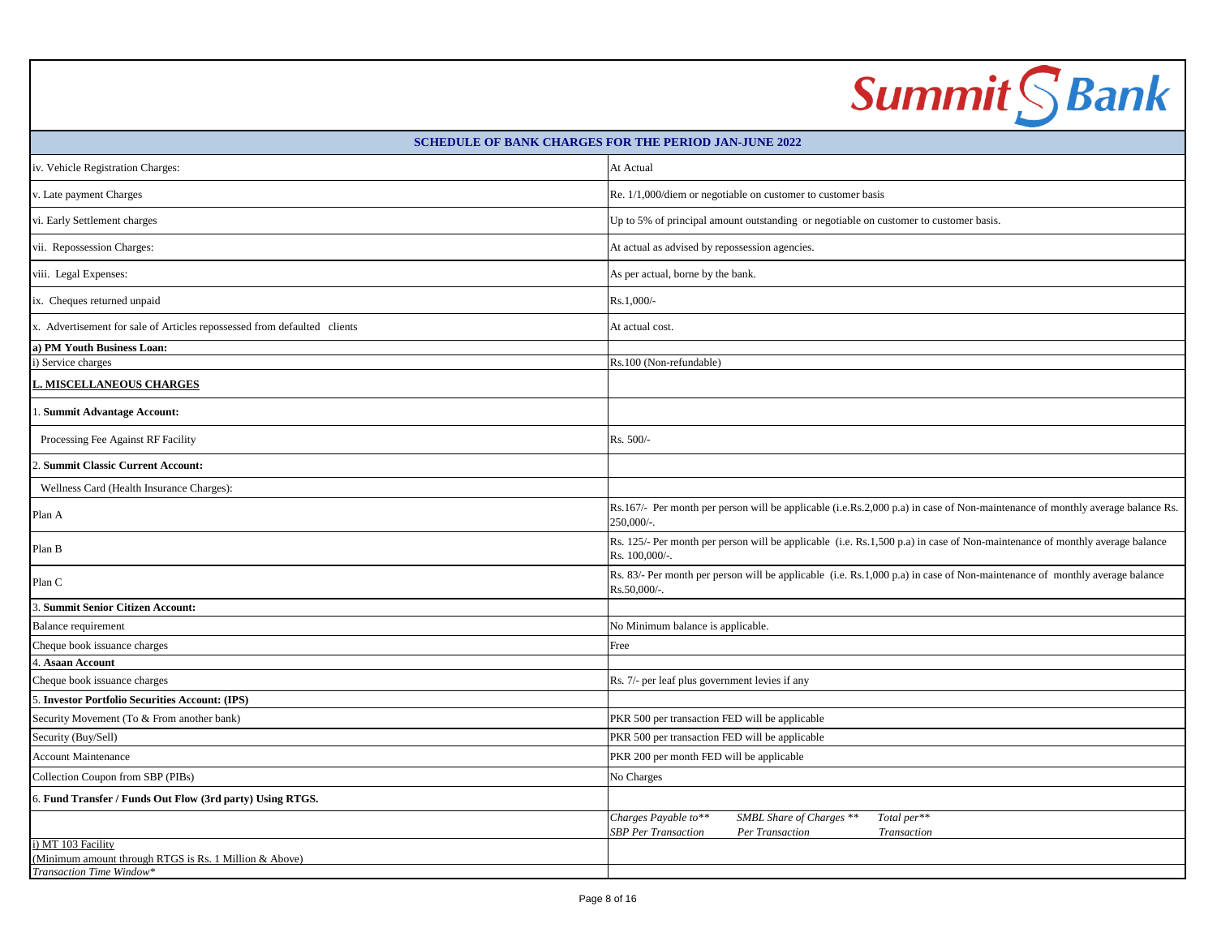**SCHEDULE OF BANK CHARGES FOR THE PERIOD JAN-JUNE 2022**

| | |
|---|---|
| iv. Vehicle Registration Charges: | At Actual |
| v. Late payment Charges | Re. 1/1,000/diem or negotiable on customer to customer basis |
| vi. Early Settlement charges | Up to 5% of principal amount outstanding or negotiable on customer to customer basis. |
| vii. Repossession Charges: | At actual as advised by repossession agencies. |
| viii. Legal Expenses: | As per actual, borne by the bank. |
| ix. Cheques returned unpaid | Rs.1,000/- |
| x. Advertisement for sale of Articles repossessed from defaulted clients | At actual cost. |
| **a) PM Youth Business Loan:** | |
| i) Service charges | Rs.100 (Non-refundable) |
| **<u>L. MISCELLANEOUS CHARGES</u>** | |
| 1. **Summit Advantage Account:** | |
| Processing Fee Against RF Facility | Rs. 500/- |
| 2. **Summit Classic Current Account:** | |
| Wellness Card (Health Insurance Charges): | |
| Plan A | Rs.167/- Per month per person will be applicable (i.e.Rs.2,000 p.a) in case of Non-maintenance of monthly average balance Rs. 250,000/-. |
| Plan B | Rs. 125/- Per month per person will be applicable (i.e. Rs.1,500 p.a) in case of Non-maintenance of monthly average balance Rs. 100,000/-. |
| Plan C | Rs. 83/- Per month per person will be applicable (i.e. Rs.1,000 p.a) in case of Non-maintenance of monthly average balance Rs.50,000/-. |
| 3. **Summit Senior Citizen Account:** | |
| Balance requirement | No Minimum balance is applicable. |
| Cheque book issuance charges | Free |
| 4. **Asaan Account** | |
| Cheque book issuance charges | Rs. 7/- per leaf plus government levies if any |
| 5. **Investor Portfolio Securities Account: (IPS)** | |
| Security Movement (To & From another bank) | PKR 500 per transaction FED will be applicable |
| Security (Buy/Sell) | PKR 500 per transaction FED will be applicable |
| Account Maintenance | PKR 200 per month FED will be applicable |
| Collection Coupon from SBP (PIBs) | No Charges |
| 6. **Fund Transfer / Funds Out Flow (3rd party) Using RTGS.** | |
| | *Charges Payable to** SBP Per Transaction* &nbsp; *SMBL Share of Charges ** Per Transaction* &nbsp; *Total per** Transaction* |
| i) MT 103 Facility (Minimum amount through RTGS is Rs. 1 Million & Above) | |
| *Transaction Time Window** | |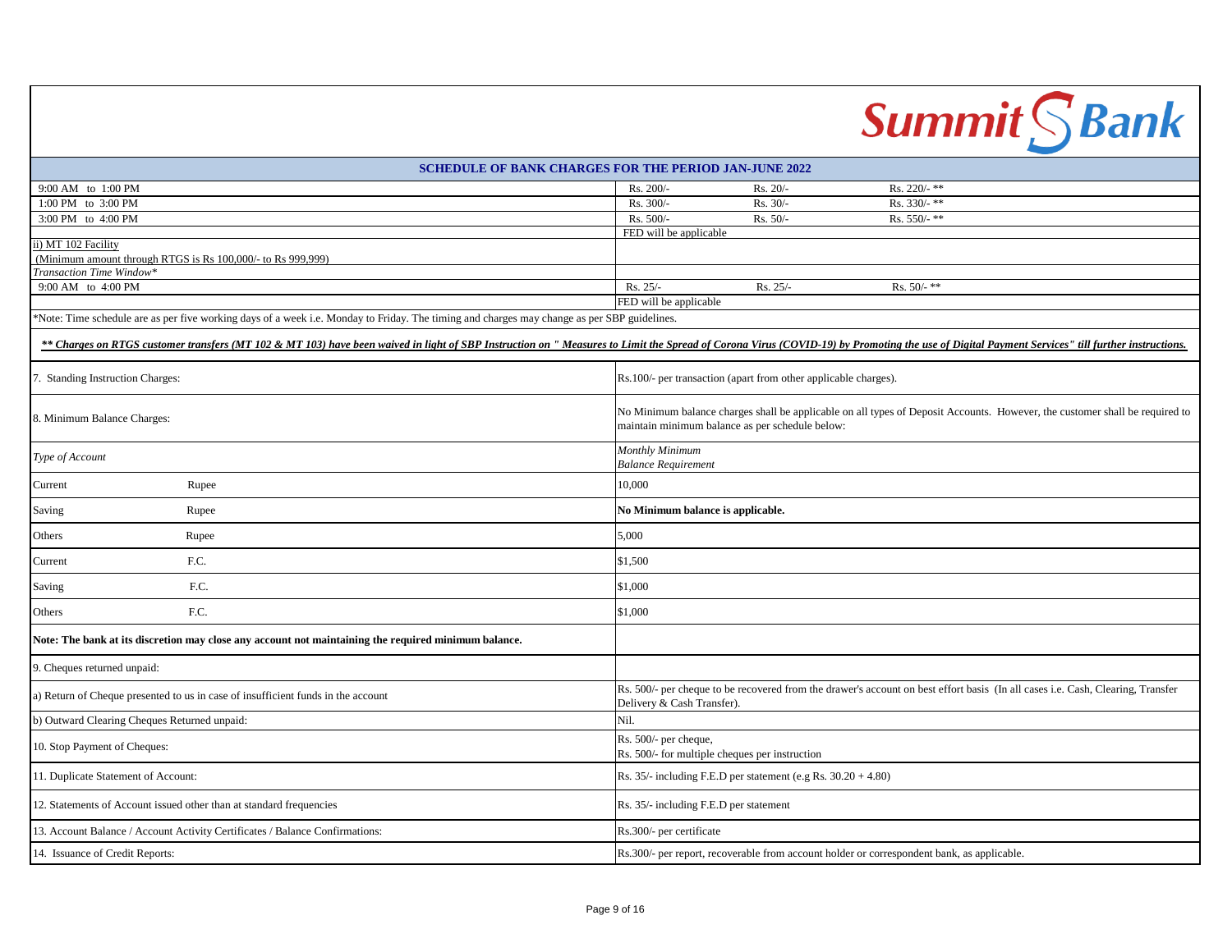Summit Bank

## SCHEDULE OF BANK CHARGES FOR THE PERIOD JAN-JUNE 2022

| | | | |
|---|---|---|---|
| 9:00 AM to 1:00 PM | Rs. 200/- | Rs. 20/- | Rs. 220/- ** |
| 1:00 PM to 3:00 PM | Rs. 300/- | Rs. 30/- | Rs. 330/- ** |
| 3:00 PM to 4:00 PM | Rs. 500/- | Rs. 50/- | Rs. 550/- ** |
| | FED will be applicable | | |
| ii) MT 102 Facility<br>(Minimum amount through RTGS is Rs 100,000/- to Rs 999,999) | | | |
| *Transaction Time Window** | | | |
| 9:00 AM to 4:00 PM | Rs. 25/- | Rs. 25/- | Rs. 50/- ** |
| | FED will be applicable | | |

*Note: Time schedule are as per five working days of a week i.e. Monday to Friday. The timing and charges may change as per SBP guidelines.

***<u>** Charges on RTGS customer transfers (MT 102 & MT 103) have been waived in light of SBP Instruction on " Measures to Limit the Spread of Corona Virus (COVID-19) by Promoting the use of Digital Payment Services" till further instructions.</u>***

| | | |
|---|---|---|
| 7. Standing Instruction Charges: | | Rs.100/- per transaction (apart from other applicable charges). |
| 8. Minimum Balance Charges: | | No Minimum balance charges shall be applicable on all types of Deposit Accounts. However, the customer shall be required to maintain minimum balance as per schedule below: |
| *Type of Account* | | *Monthly Minimum Balance Requirement* |
| Current | Rupee | 10,000 |
| Saving | Rupee | **No Minimum balance is applicable.** |
| Others | Rupee | 5,000 |
| Current | F.C. | $1,500 |
| Saving | F.C. | $1,000 |
| Others | F.C. | $1,000 |
| **Note: The bank at its discretion may close any account not maintaining the required minimum balance.** | | |
| 9. Cheques returned unpaid: | | |
| a) Return of Cheque presented to us in case of insufficient funds in the account | | Rs. 500/- per cheque to be recovered from the drawer's account on best effort basis (In all cases i.e. Cash, Clearing, Transfer Delivery & Cash Transfer). |
| b) Outward Clearing Cheques Returned unpaid: | | Nil. |
| 10. Stop Payment of Cheques: | | Rs. 500/- per cheque,<br>Rs. 500/- for multiple cheques per instruction |
| 11. Duplicate Statement of Account: | | Rs. 35/- including F.E.D per statement (e.g Rs. 30.20 + 4.80) |
| 12. Statements of Account issued other than at standard frequencies | | Rs. 35/- including F.E.D per statement |
| 13. Account Balance / Account Activity Certificates / Balance Confirmations: | | Rs.300/- per certificate |
| 14. Issuance of Credit Reports: | | Rs.300/- per report, recoverable from account holder or correspondent bank, as applicable. |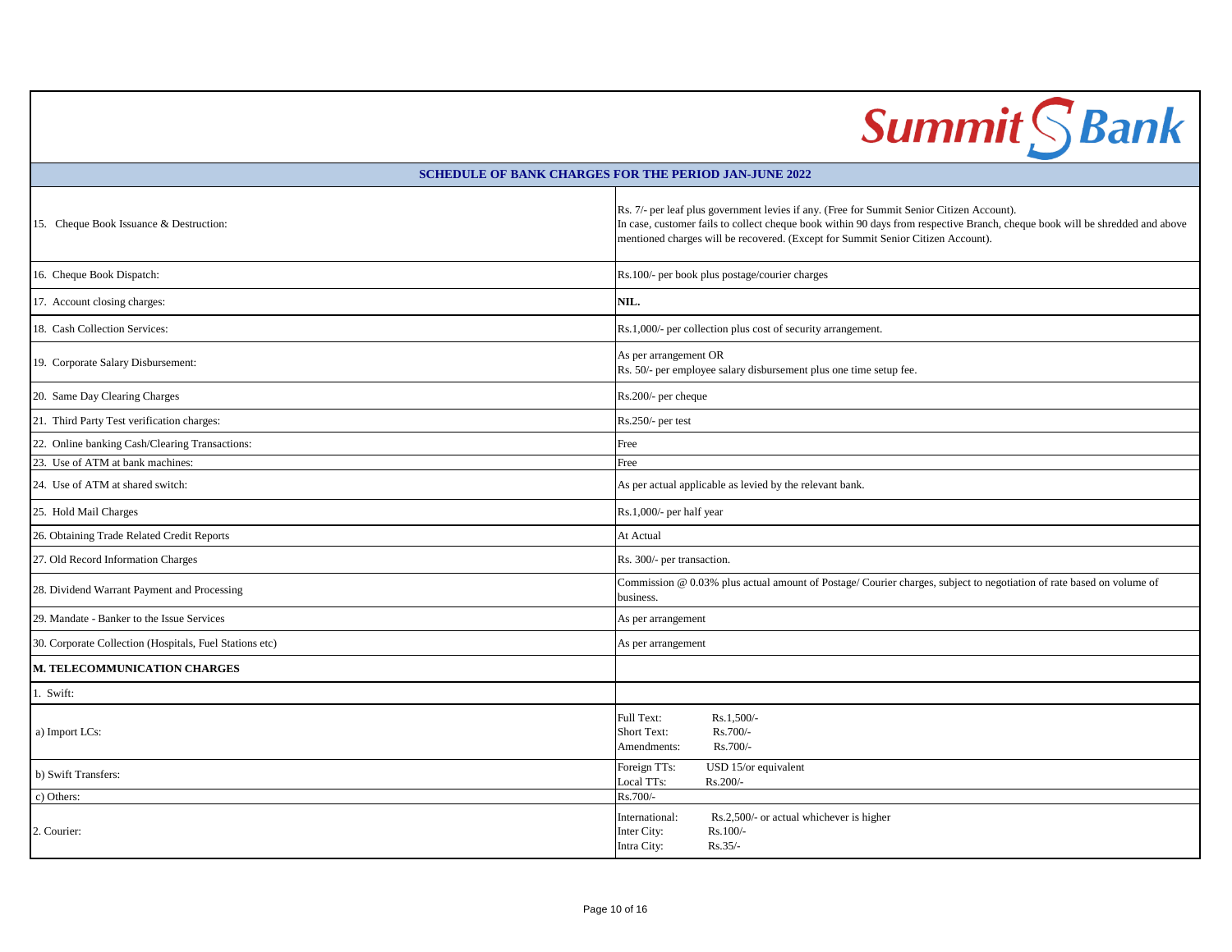## SCHEDULE OF BANK CHARGES FOR THE PERIOD JAN-JUNE 2022

| | |
|---|---|
| 15. Cheque Book Issuance & Destruction: | Rs. 7/- per leaf plus government levies if any. (Free for Summit Senior Citizen Account).<br>In case, customer fails to collect cheque book within 90 days from respective Branch, cheque book will be shredded and above mentioned charges will be recovered. (Except for Summit Senior Citizen Account). |
| 16. Cheque Book Dispatch: | Rs.100/- per book plus postage/courier charges |
| 17. Account closing charges: | **NIL.** |
| 18. Cash Collection Services: | Rs.1,000/- per collection plus cost of security arrangement. |
| 19. Corporate Salary Disbursement: | As per arrangement OR<br>Rs. 50/- per employee salary disbursement plus one time setup fee. |
| 20. Same Day Clearing Charges | Rs.200/- per cheque |
| 21. Third Party Test verification charges: | Rs.250/- per test |
| 22. Online banking Cash/Clearing Transactions: | Free |
| 23. Use of ATM at bank machines: | Free |
| 24. Use of ATM at shared switch: | As per actual applicable as levied by the relevant bank. |
| 25. Hold Mail Charges | Rs.1,000/- per half year |
| 26. Obtaining Trade Related Credit Reports | At Actual |
| 27. Old Record Information Charges | Rs. 300/- per transaction. |
| 28. Dividend Warrant Payment and Processing | Commission @ 0.03% plus actual amount of Postage/ Courier charges, subject to negotiation of rate based on volume of business. |
| 29. Mandate - Banker to the Issue Services | As per arrangement |
| 30. Corporate Collection (Hospitals, Fuel Stations etc) | As per arrangement |
| **M. TELECOMMUNICATION CHARGES** | |
| 1. Swift: | |
| a) Import LCs: | Full Text: Rs.1,500/-<br>Short Text: Rs.700/-<br>Amendments: Rs.700/- |
| b) Swift Transfers: | Foreign TTs: USD 15/or equivalent<br>Local TTs: Rs.200/- |
| c) Others: | Rs.700/- |
| 2. Courier: | International: Rs.2,500/- or actual whichever is higher<br>Inter City: Rs.100/-<br>Intra City: Rs.35/- |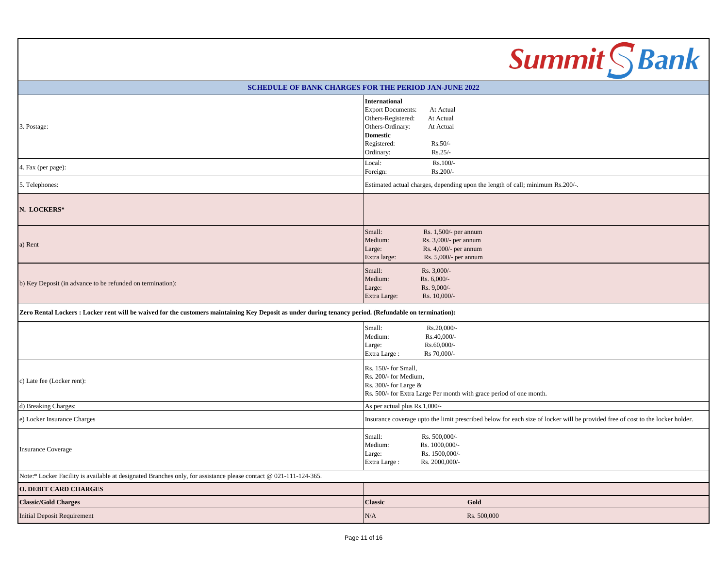## SCHEDULE OF BANK CHARGES FOR THE PERIOD JAN-JUNE 2022

| | |
|---|---|
| 3. Postage: | **International**<br>Export Documents: At Actual<br>Others-Registered: At Actual<br>Others-Ordinary: At Actual<br>**Domestic**<br>Registered: Rs.50/-<br>Ordinary: Rs.25/- |
| 4. Fax (per page): | Local: Rs.100/-<br>Foreign: Rs.200/- |
| 5. Telephones: | Estimated actual charges, depending upon the length of call; minimum Rs.200/-. |
| **N. LOCKERS*** | |
| a) Rent | Small: Rs. 1,500/- per annum<br>Medium: Rs. 3,000/- per annum<br>Large: Rs. 4,000/- per annum<br>Extra large: Rs. 5,000/- per annum |
| b) Key Deposit (in advance to be refunded on termination): | Small: Rs. 3,000/-<br>Medium: Rs. 6,000/-<br>Large: Rs. 9,000/-<br>Extra Large: Rs. 10,000/- |
| **Zero Rental Lockers : Locker rent will be waived for the customers maintaining Key Deposit as under during tenancy period. (Refundable on termination):** | |
| | Small: Rs.20,000/-<br>Medium: Rs.40,000/-<br>Large: Rs.60,000/-<br>Extra Large : Rs 70,000/- |
| c) Late fee (Locker rent): | Rs. 150/- for Small,<br>Rs. 200/- for Medium,<br>Rs. 300/- for Large &<br>Rs. 500/- for Extra Large Per month with grace period of one month. |
| d) Breaking Charges: | As per actual plus Rs.1,000/- |
| e) Locker Insurance Charges | Insurance coverage upto the limit prescribed below for each size of locker will be provided free of cost to the locker holder. |
| Insurance Coverage | Small: Rs. 500,000/-<br>Medium: Rs. 1000,000/-<br>Large: Rs. 1500,000/-<br>Extra Large : Rs. 2000,000/- |

Note:* Locker Facility is available at designated Branches only, for assistance please contact @ 021-111-124-365.

| **O. DEBIT CARD CHARGES** | | |
|---|---|---|
| **Classic/Gold Charges** | **Classic** | **Gold** |
| Initial Deposit Requirement | N/A | Rs. 500,000 |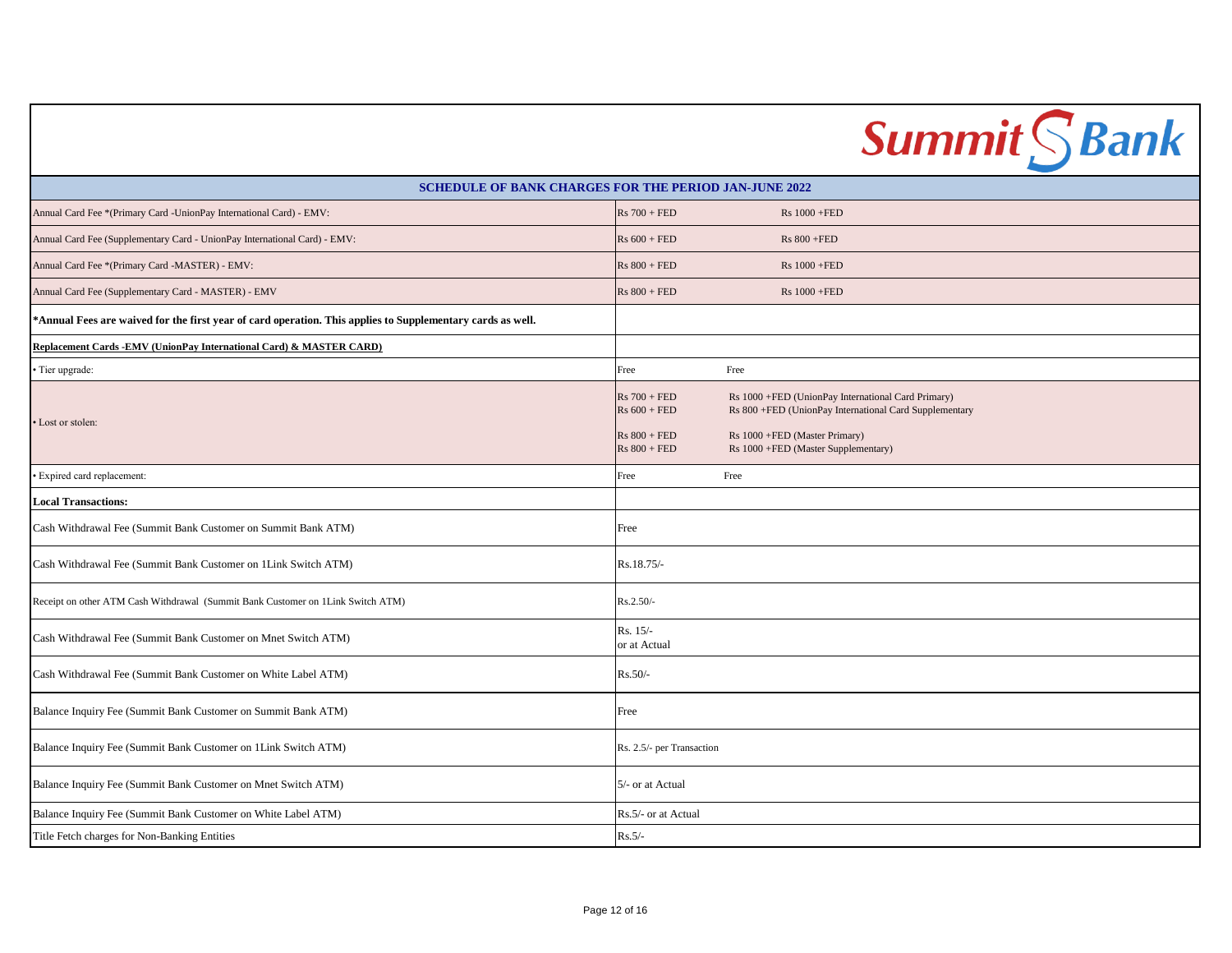| SCHEDULE OF BANK CHARGES FOR THE PERIOD JAN-JUNE 2022 | | |
|---|---|---|
| Annual Card Fee *(Primary Card -UnionPay International Card) - EMV: | Rs 700 + FED | Rs 1000 +FED |
| Annual Card Fee (Supplementary Card - UnionPay International Card) - EMV: | Rs 600 + FED | Rs 800 +FED |
| Annual Card Fee *(Primary Card -MASTER) - EMV: | Rs 800 + FED | Rs 1000 +FED |
| Annual Card Fee (Supplementary Card - MASTER) - EMV | Rs 800 + FED | Rs 1000 +FED |
| **\*Annual Fees are waived for the first year of card operation. This applies to Supplementary cards as well.** | | |
| **Replacement Cards -EMV (UnionPay International Card) & MASTER CARD)** | | |
| • Tier upgrade: | Free | Free |
| • Lost or stolen: | Rs 700 + FED<br>Rs 600 + FED<br><br>Rs 800 + FED<br>Rs 800 + FED | Rs 1000 +FED (UnionPay International Card Primary)<br>Rs 800 +FED (UnionPay International Card Supplementary<br><br>Rs 1000 +FED (Master Primary)<br>Rs 1000 +FED (Master Supplementary) |
| • Expired card replacement: | Free | Free |
| **Local Transactions:** | | |
| Cash Withdrawal Fee (Summit Bank Customer on Summit Bank ATM) | Free | |
| Cash Withdrawal Fee (Summit Bank Customer on 1Link Switch ATM) | Rs.18.75/- | |
| Receipt on other ATM Cash Withdrawal (Summit Bank Customer on 1Link Switch ATM) | Rs.2.50/- | |
| Cash Withdrawal Fee (Summit Bank Customer on Mnet Switch ATM) | Rs. 15/-<br>or at Actual | |
| Cash Withdrawal Fee (Summit Bank Customer on White Label ATM) | Rs.50/- | |
| Balance Inquiry Fee (Summit Bank Customer on Summit Bank ATM) | Free | |
| Balance Inquiry Fee (Summit Bank Customer on 1Link Switch ATM) | Rs. 2.5/- per Transaction | |
| Balance Inquiry Fee (Summit Bank Customer on Mnet Switch ATM) | 5/- or at Actual | |
| Balance Inquiry Fee (Summit Bank Customer on White Label ATM) | Rs.5/- or at Actual | |
| Title Fetch charges for Non-Banking Entities | Rs.5/- | |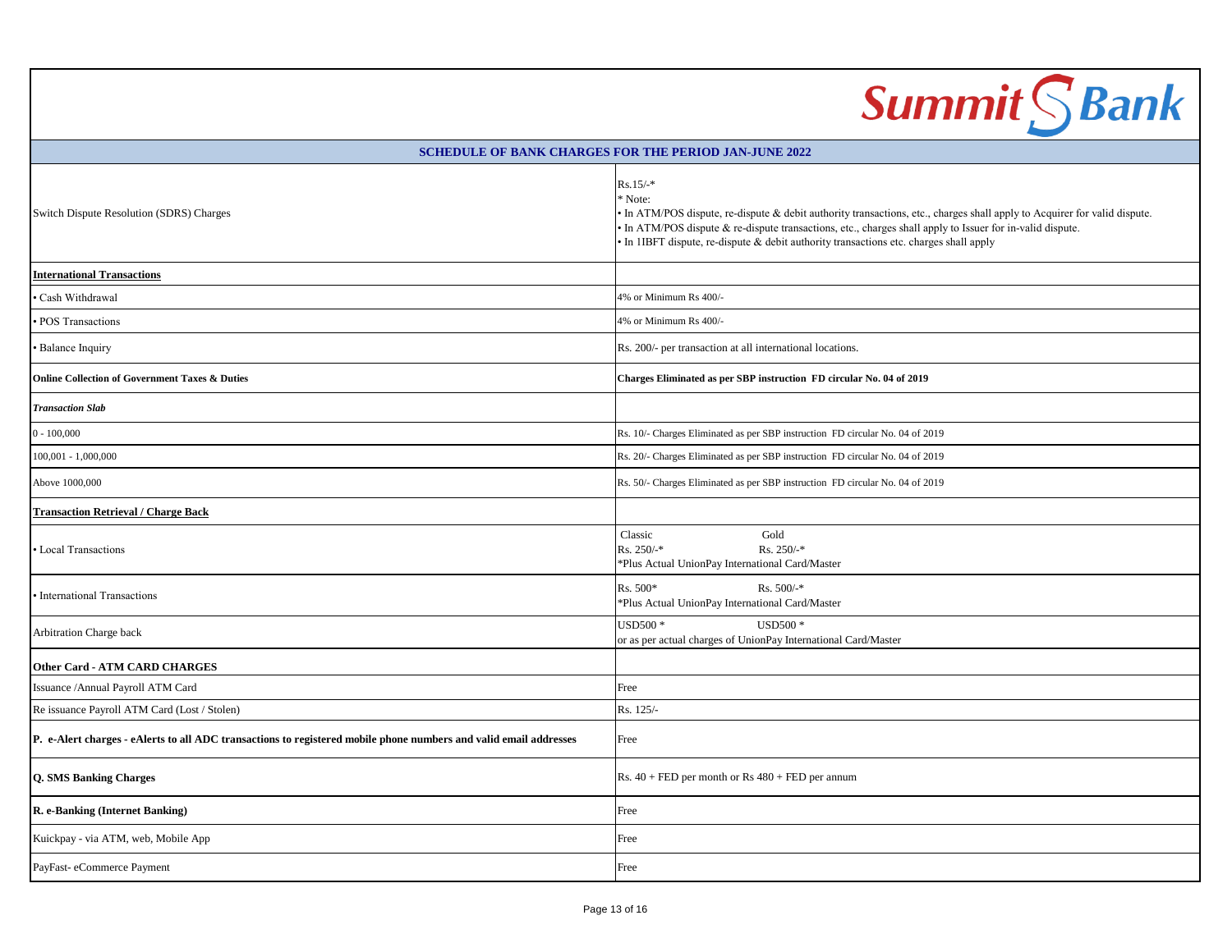Summit Bank

| SCHEDULE OF BANK CHARGES FOR THE PERIOD JAN-JUNE 2022 | |
|---|---|
| Switch Dispute Resolution (SDRS) Charges | Rs.15/-*<br>* Note:<br>• In ATM/POS dispute, re-dispute & debit authority transactions, etc., charges shall apply to Acquirer for valid dispute.<br>• In ATM/POS dispute & re-dispute transactions, etc., charges shall apply to Issuer for in-valid dispute.<br>• In 1IBFT dispute, re-dispute & debit authority transactions etc. charges shall apply |
| **International Transactions** | |
| • Cash Withdrawal | 4% or Minimum Rs 400/- |
| • POS Transactions | 4% or Minimum Rs 400/- |
| • Balance Inquiry | Rs. 200/- per transaction at all international locations. |
| **Online Collection of Government Taxes & Duties** | **Charges Eliminated as per SBP instruction FD circular No. 04 of 2019** |
| ***Transaction Slab*** | |
| 0 - 100,000 | Rs. 10/- Charges Eliminated as per SBP instruction FD circular No. 04 of 2019 |
| 100,001 - 1,000,000 | Rs. 20/- Charges Eliminated as per SBP instruction FD circular No. 04 of 2019 |
| Above 1000,000 | Rs. 50/- Charges Eliminated as per SBP instruction FD circular No. 04 of 2019 |
| **Transaction Retrieval / Charge Back** | |
| • Local Transactions | Classic Gold<br>Rs. 250/-* Rs. 250/-*<br>*Plus Actual UnionPay International Card/Master |
| • International Transactions | Rs. 500* Rs. 500/-*<br>*Plus Actual UnionPay International Card/Master |
| Arbitration Charge back | USD500 * USD500 *<br>or as per actual charges of UnionPay International Card/Master |
| **Other Card - ATM CARD CHARGES** | |
| Issuance /Annual Payroll ATM Card | Free |
| Re issuance Payroll ATM Card (Lost / Stolen) | Rs. 125/- |
| **P. e-Alert charges - eAlerts to all ADC transactions to registered mobile phone numbers and valid email addresses** | Free |
| **Q. SMS Banking Charges** | Rs. 40 + FED per month or Rs 480 + FED per annum |
| **R. e-Banking (Internet Banking)** | Free |
| Kuickpay - via ATM, web, Mobile App | Free |
| PayFast- eCommerce Payment | Free |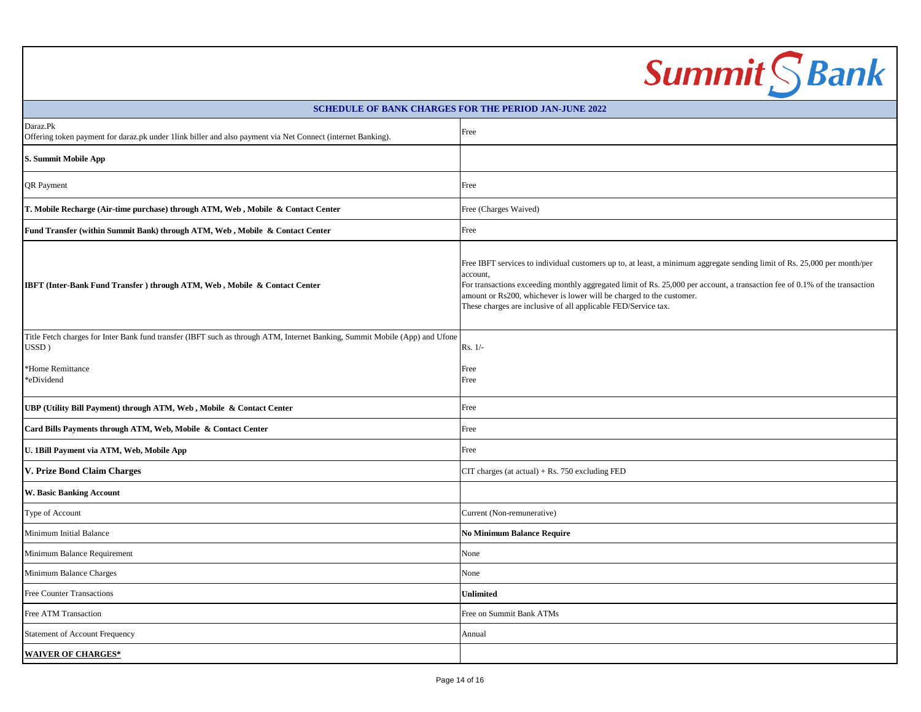**SCHEDULE OF BANK CHARGES FOR THE PERIOD JAN-JUNE 2022**

| | |
|---|---|
| Daraz.Pk<br>Offering token payment for daraz.pk under 1link biller and also payment via Net Connect (internet Banking). | Free |
| **S. Summit Mobile App** | |
| QR Payment | Free |
| **T. Mobile Recharge (Air-time purchase) through ATM, Web , Mobile & Contact Center** | Free (Charges Waived) |
| **Fund Transfer (within Summit Bank) through ATM, Web , Mobile & Contact Center** | Free |
| **IBFT (Inter-Bank Fund Transfer ) through ATM, Web , Mobile & Contact Center** | Free IBFT services to individual customers up to, at least, a minimum aggregate sending limit of Rs. 25,000 per month/per account,<br>For transactions exceeding monthly aggregated limit of Rs. 25,000 per account, a transaction fee of 0.1% of the transaction amount or Rs200, whichever is lower will be charged to the customer.<br>These charges are inclusive of all applicable FED/Service tax. |
| Title Fetch charges for Inter Bank fund transfer (IBFT such as through ATM, Internet Banking, Summit Mobile (App) and Ufone USSD )<br><br>*Home Remittance<br>*eDividend | Rs. 1/-<br><br>Free<br>Free |
| **UBP (Utility Bill Payment) through ATM, Web , Mobile & Contact Center** | Free |
| **Card Bills Payments through ATM, Web, Mobile & Contact Center** | Free |
| **U. 1Bill Payment via ATM, Web, Mobile App** | Free |
| **V. Prize Bond Claim Charges** | CIT charges (at actual) + Rs. 750 excluding FED |
| **W. Basic Banking Account** | |
| Type of Account | Current (Non-remunerative) |
| Minimum Initial Balance | **No Minimum Balance Require** |
| Minimum Balance Requirement | None |
| Minimum Balance Charges | None |
| Free Counter Transactions | **Unlimited** |
| Free ATM Transaction | Free on Summit Bank ATMs |
| Statement of Account Frequency | Annual |
| **WAIVER OF CHARGES*** | |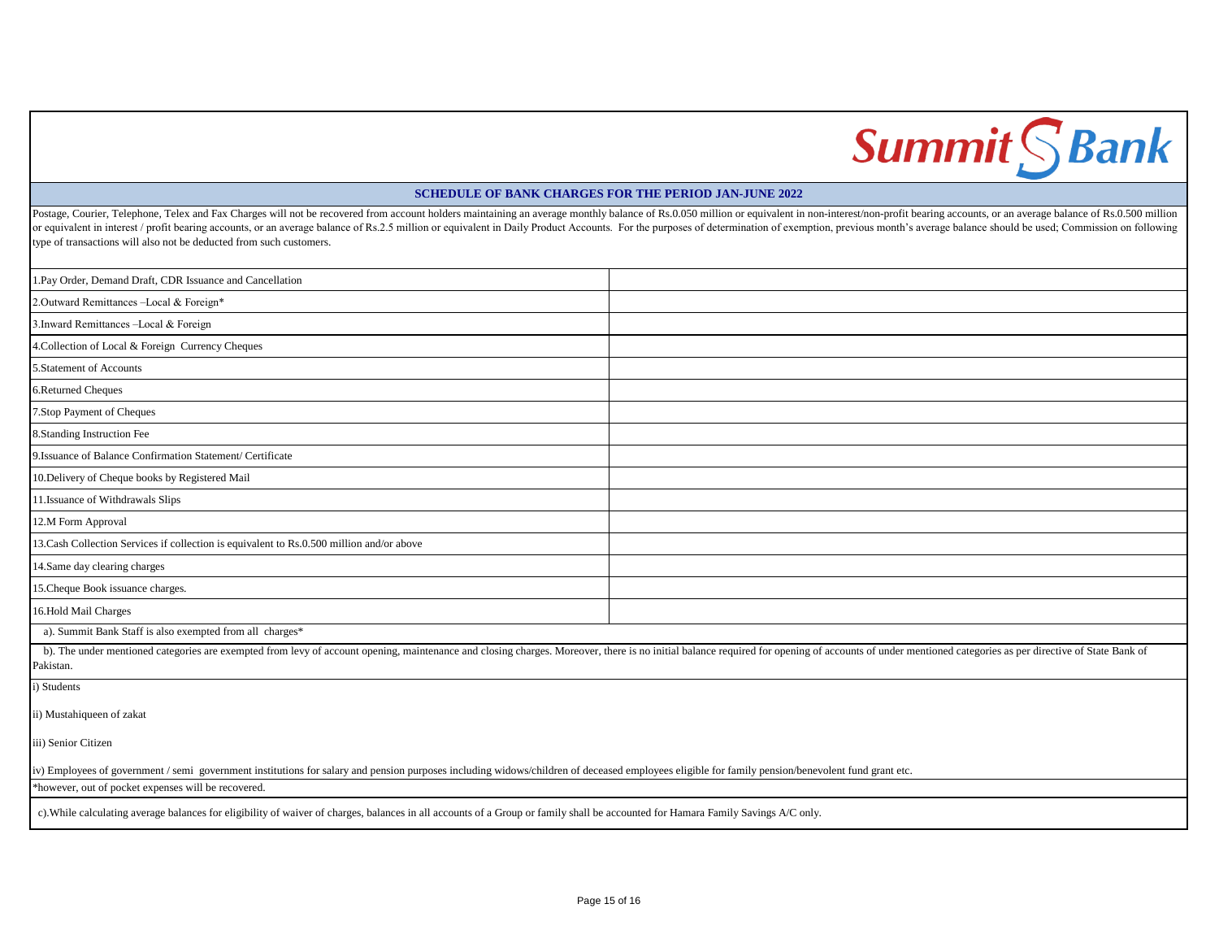**SCHEDULE OF BANK CHARGES FOR THE PERIOD JAN-JUNE 2022**

Postage, Courier, Telephone, Telex and Fax Charges will not be recovered from account holders maintaining an average monthly balance of Rs.0.050 million or equivalent in non-interest/non-profit bearing accounts, or an average balance of Rs.0.500 million or equivalent in interest / profit bearing accounts, or an average balance of Rs.2.5 million or equivalent in Daily Product Accounts. For the purposes of determination of exemption, previous month's average balance should be used; Commission on following type of transactions will also not be deducted from such customers.

| | |
|---|---|
| 1.Pay Order, Demand Draft, CDR Issuance and Cancellation | |
| 2.Outward Remittances –Local & Foreign* | |
| 3.Inward Remittances –Local & Foreign | |
| 4.Collection of Local & Foreign Currency Cheques | |
| 5.Statement of Accounts | |
| 6.Returned Cheques | |
| 7.Stop Payment of Cheques | |
| 8.Standing Instruction Fee | |
| 9.Issuance of Balance Confirmation Statement/ Certificate | |
| 10.Delivery of Cheque books by Registered Mail | |
| 11.Issuance of Withdrawals Slips | |
| 12.M Form Approval | |
| 13.Cash Collection Services if collection is equivalent to Rs.0.500 million and/or above | |
| 14.Same day clearing charges | |
| 15.Cheque Book issuance charges. | |
| 16.Hold Mail Charges | |

a). Summit Bank Staff is also exempted from all charges*

b). The under mentioned categories are exempted from levy of account opening, maintenance and closing charges. Moreover, there is no initial balance required for opening of accounts of under mentioned categories as per directive of State Bank of Pakistan.

i) Students

ii) Mustahiqueen of zakat

iii) Senior Citizen

iv) Employees of government / semi government institutions for salary and pension purposes including widows/children of deceased employees eligible for family pension/benevolent fund grant etc.

*however, out of pocket expenses will be recovered.

c).While calculating average balances for eligibility of waiver of charges, balances in all accounts of a Group or family shall be accounted for Hamara Family Savings A/C only.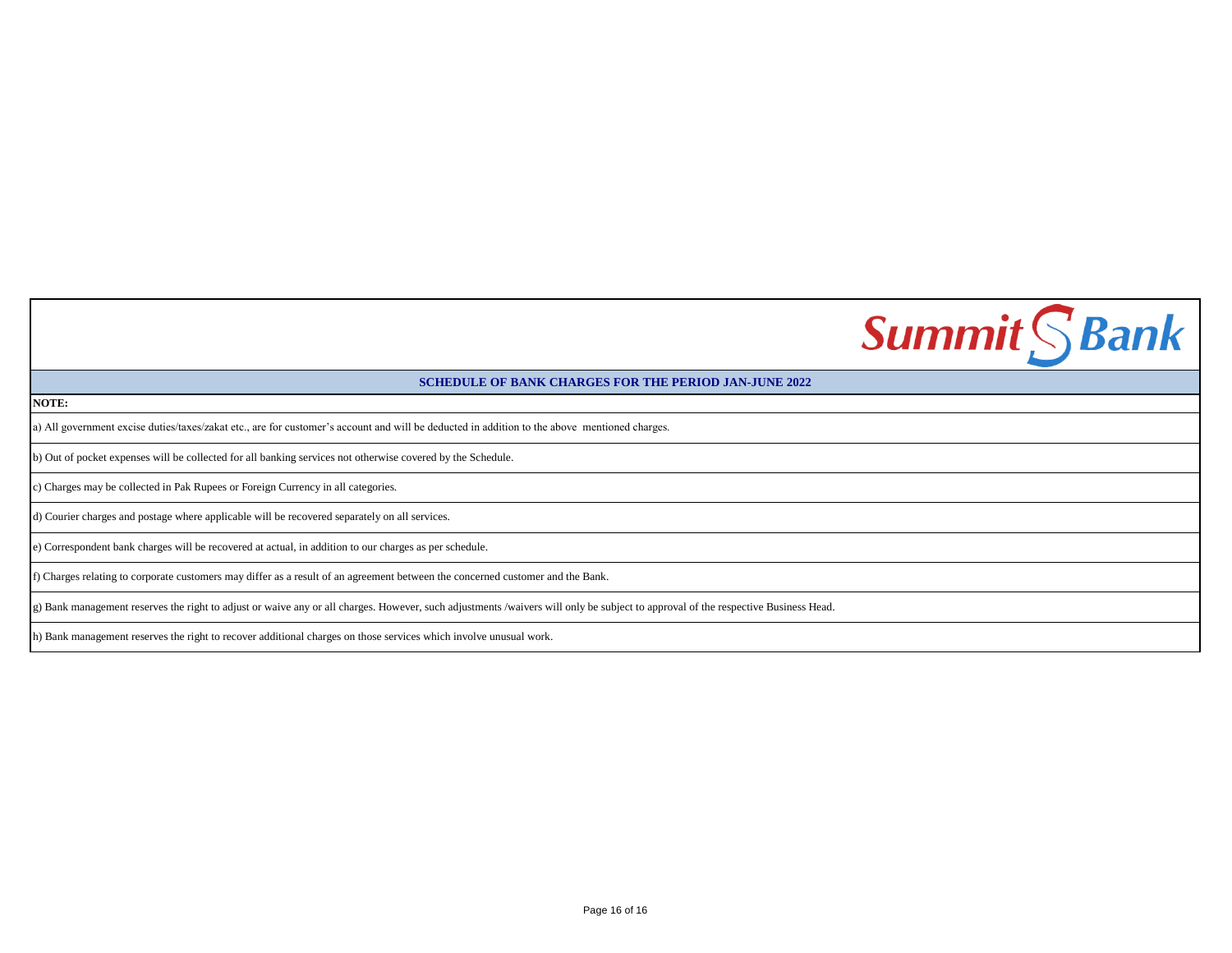Summit Bank

## SCHEDULE OF BANK CHARGES FOR THE PERIOD JAN-JUNE 2022

**NOTE:**

a) All government excise duties/taxes/zakat etc., are for customer's account and will be deducted in addition to the above mentioned charges.

b) Out of pocket expenses will be collected for all banking services not otherwise covered by the Schedule.

c) Charges may be collected in Pak Rupees or Foreign Currency in all categories.

d) Courier charges and postage where applicable will be recovered separately on all services.

e) Correspondent bank charges will be recovered at actual, in addition to our charges as per schedule.

f) Charges relating to corporate customers may differ as a result of an agreement between the concerned customer and the Bank.

g) Bank management reserves the right to adjust or waive any or all charges. However, such adjustments /waivers will only be subject to approval of the respective Business Head.

h) Bank management reserves the right to recover additional charges on those services which involve unusual work.